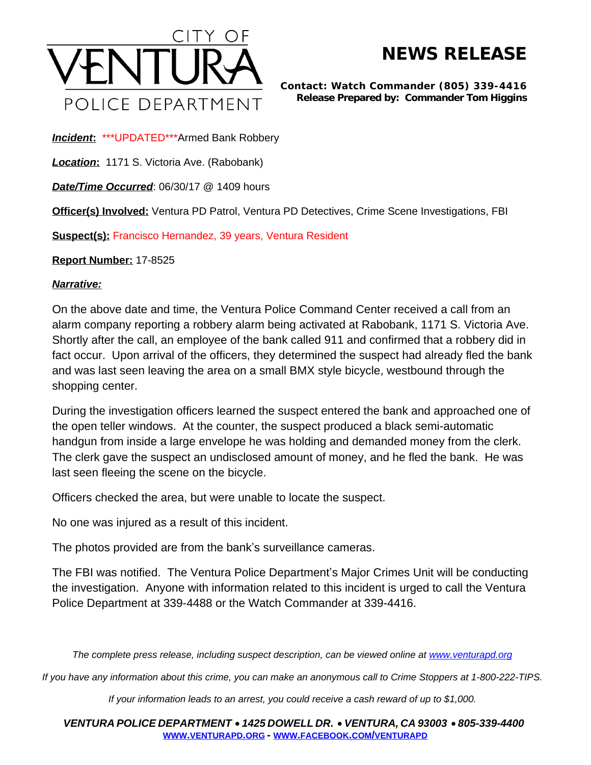CITY OF VENTURA POLICE DEPARTMENT

# NEWS RELEASE

**Contact: Watch Commander (805) 339-4416**
**Release Prepared by: Commander Tom Higgins**

***Incident*:** ***UPDATED***Armed Bank Robbery

***Location*:** 1171 S. Victoria Ave. (Rabobank)

***Date/Time Occurred***: 06/30/17 @ 1409 hours

**Officer(s) Involved:** Ventura PD Patrol, Ventura PD Detectives, Crime Scene Investigations, FBI

**Suspect(s):** Francisco Hernandez, 39 years, Ventura Resident

**Report Number:** 17-8525

***Narrative:***

On the above date and time, the Ventura Police Command Center received a call from an alarm company reporting a robbery alarm being activated at Rabobank, 1171 S. Victoria Ave. Shortly after the call, an employee of the bank called 911 and confirmed that a robbery did in fact occur. Upon arrival of the officers, they determined the suspect had already fled the bank and was last seen leaving the area on a small BMX style bicycle, westbound through the shopping center.

During the investigation officers learned the suspect entered the bank and approached one of the open teller windows. At the counter, the suspect produced a black semi-automatic handgun from inside a large envelope he was holding and demanded money from the clerk. The clerk gave the suspect an undisclosed amount of money, and he fled the bank. He was last seen fleeing the scene on the bicycle.

Officers checked the area, but were unable to locate the suspect.

No one was injured as a result of this incident.

The photos provided are from the bank's surveillance cameras.

The FBI was notified. The Ventura Police Department's Major Crimes Unit will be conducting the investigation. Anyone with information related to this incident is urged to call the Ventura Police Department at 339-4488 or the Watch Commander at 339-4416.

*The complete press release, including suspect description, can be viewed online at [www.venturapd.org](www.venturapd.org)*

*If you have any information about this crime, you can make an anonymous call to Crime Stoppers at 1-800-222-TIPS.*

*If your information leads to an arrest, you could receive a cash reward of up to $1,000.*

***VENTURA POLICE DEPARTMENT • 1425 DOWELL DR. • VENTURA, CA 93003 • 805-339-4400***
**WWW.VENTURAPD.ORG - WWW.FACEBOOK.COM/VENTURAPD**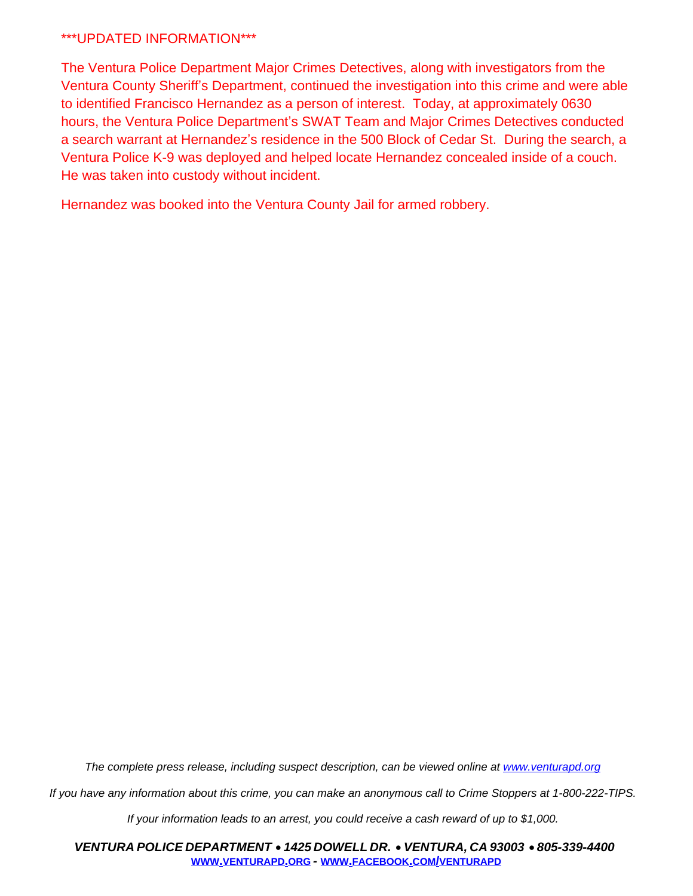\*\*\*UPDATED INFORMATION\*\*\*

The Ventura Police Department Major Crimes Detectives, along with investigators from the Ventura County Sheriff's Department, continued the investigation into this crime and were able to identified Francisco Hernandez as a person of interest. Today, at approximately 0630 hours, the Ventura Police Department's SWAT Team and Major Crimes Detectives conducted a search warrant at Hernandez's residence in the 500 Block of Cedar St. During the search, a Ventura Police K-9 was deployed and helped locate Hernandez concealed inside of a couch. He was taken into custody without incident.

Hernandez was booked into the Ventura County Jail for armed robbery.

*The complete press release, including suspect description, can be viewed online at [www.venturapd.org](http://www.venturapd.org)*

*If you have any information about this crime, you can make an anonymous call to Crime Stoppers at 1-800-222-TIPS.*

*If your information leads to an arrest, you could receive a cash reward of up to $1,000.*

***VENTURA POLICE DEPARTMENT • 1425 DOWELL DR. • VENTURA, CA 93003 • 805-339-4400***

**[WWW.VENTURAPD.ORG](http://www.venturapd.org) - [WWW.FACEBOOK.COM/VENTURAPD](http://www.facebook.com/venturapd)**